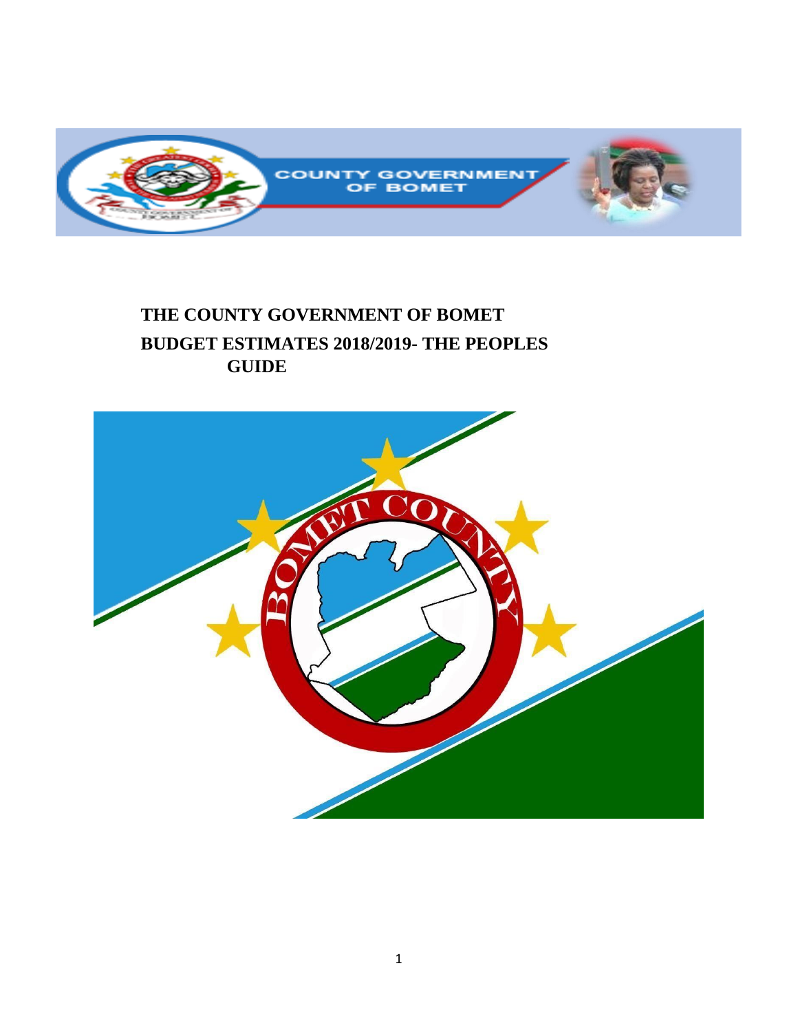COUNTY GOVERNMENT OF BOMET

# THE COUNTY GOVERNMENT OF BOMET

# BUDGET ESTIMATES 2018/2019- THE PEOPLES GUIDE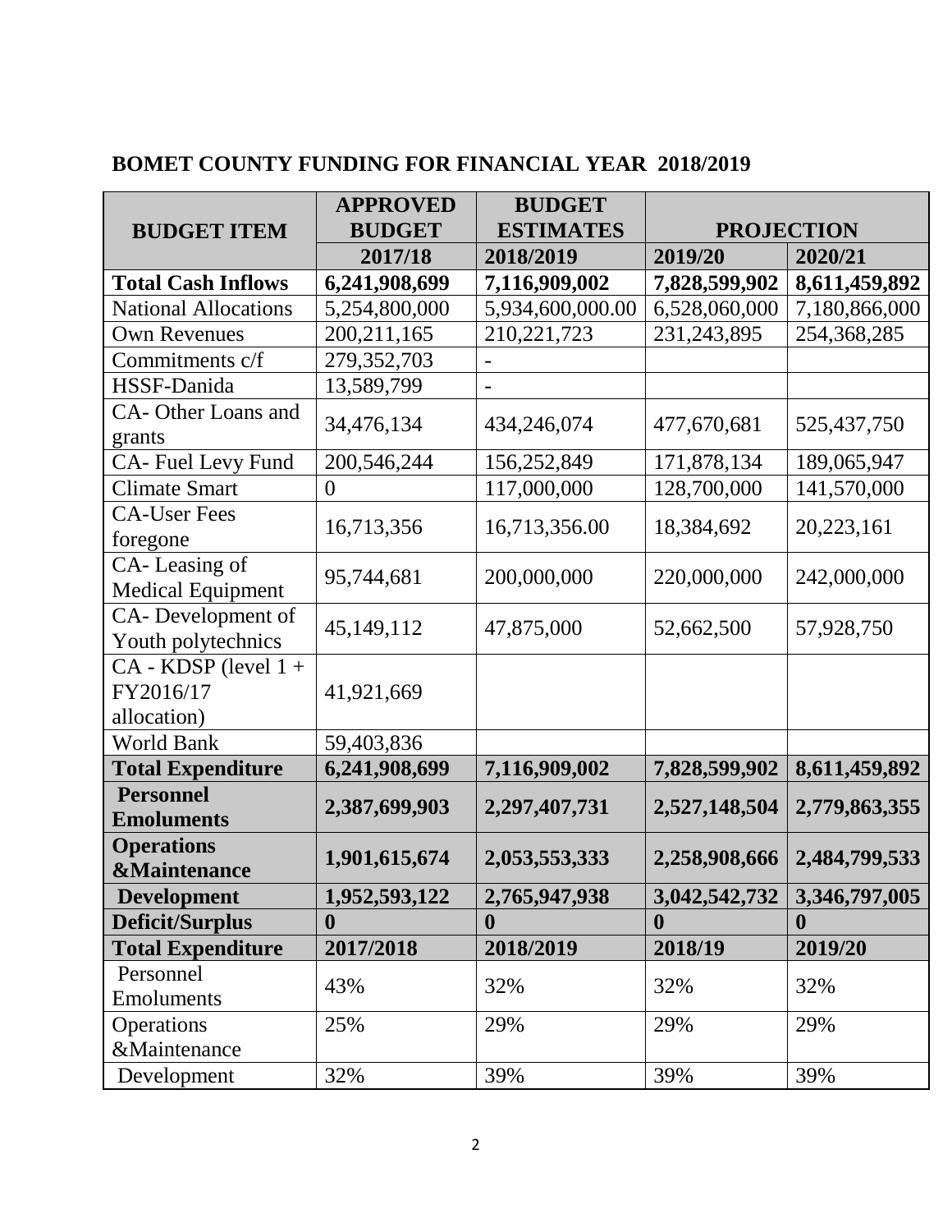## BOMET COUNTY FUNDING FOR FINANCIAL YEAR 2018/2019

| BUDGET ITEM | APPROVED BUDGET | BUDGET ESTIMATES | PROJECTION | |
|---|---|---|---|---|
| | 2017/18 | 2018/2019 | 2019/20 | 2020/21 |
| **Total Cash Inflows** | **6,241,908,699** | **7,116,909,002** | **7,828,599,902** | **8,611,459,892** |
| National Allocations | 5,254,800,000 | 5,934,600,000.00 | 6,528,060,000 | 7,180,866,000 |
| Own Revenues | 200,211,165 | 210,221,723 | 231,243,895 | 254,368,285 |
| Commitments c/f | 279,352,703 | - | | |
| HSSF-Danida | 13,589,799 | - | | |
| CA- Other Loans and grants | 34,476,134 | 434,246,074 | 477,670,681 | 525,437,750 |
| CA- Fuel Levy Fund | 200,546,244 | 156,252,849 | 171,878,134 | 189,065,947 |
| Climate Smart | 0 | 117,000,000 | 128,700,000 | 141,570,000 |
| CA-User Fees foregone | 16,713,356 | 16,713,356.00 | 18,384,692 | 20,223,161 |
| CA- Leasing of Medical Equipment | 95,744,681 | 200,000,000 | 220,000,000 | 242,000,000 |
| CA- Development of Youth polytechnics | 45,149,112 | 47,875,000 | 52,662,500 | 57,928,750 |
| CA - KDSP (level 1 + FY2016/17 allocation) | 41,921,669 | | | |
| World Bank | 59,403,836 | | | |
| **Total Expenditure** | **6,241,908,699** | **7,116,909,002** | **7,828,599,902** | **8,611,459,892** |
| **Personnel Emoluments** | **2,387,699,903** | **2,297,407,731** | **2,527,148,504** | **2,779,863,355** |
| **Operations &Maintenance** | **1,901,615,674** | **2,053,553,333** | **2,258,908,666** | **2,484,799,533** |
| **Development** | **1,952,593,122** | **2,765,947,938** | **3,042,542,732** | **3,346,797,005** |
| **Deficit/Surplus** | **0** | **0** | **0** | **0** |
| **Total Expenditure** | **2017/2018** | **2018/2019** | **2018/19** | **2019/20** |
| Personnel Emoluments | 43% | 32% | 32% | 32% |
| Operations &Maintenance | 25% | 29% | 29% | 29% |
| Development | 32% | 39% | 39% | 39% |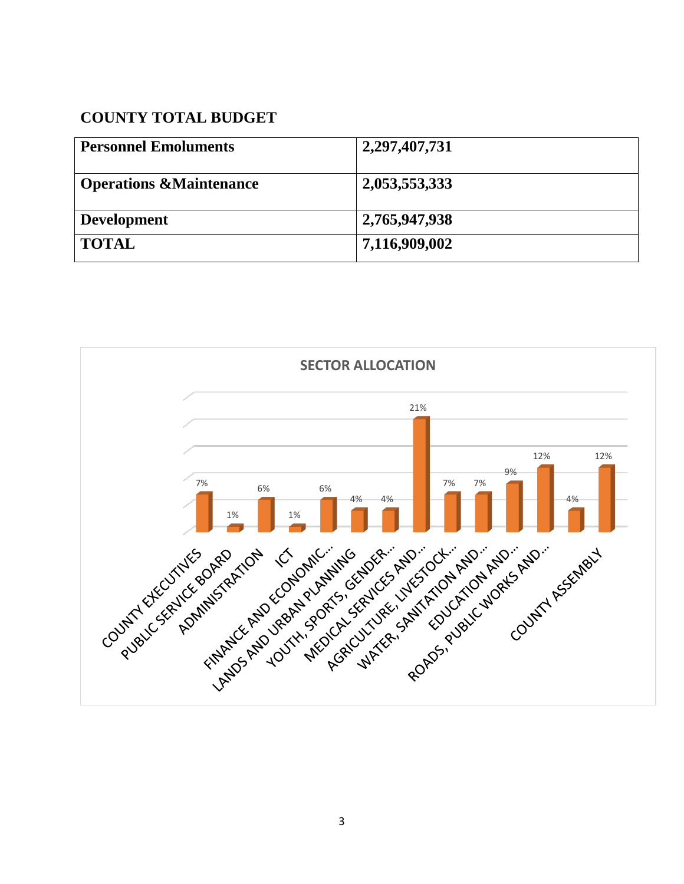## COUNTY TOTAL BUDGET

| | |
|---|---|
| **Personnel Emoluments** | **2,297,407,731** |
| **Operations &Maintenance** | **2,053,553,333** |
| **Development** | **2,765,947,938** |
| **TOTAL** | **7,116,909,002** |

SECTOR ALLOCATION

7%
1%
6%
1%
6%
4%
4%
21%
7%
7%
9%
12%
4%
12%

COUNTY EXECUTIVES
PUBLIC SERVICE BOARD
ADMINISTRATION
ICT
FINANCE AND ECONOMIC...
LANDS AND URBAN PLANNING
YOUTH, SPORTS, GENDER...
MEDICAL SERVICES AND...
AGRICULTURE, LIVESTOCK...
WATER, SANITATION AND...
EDUCATION AND...
ROADS, PUBLIC WORKS AND...
COUNTY ASSEMBLY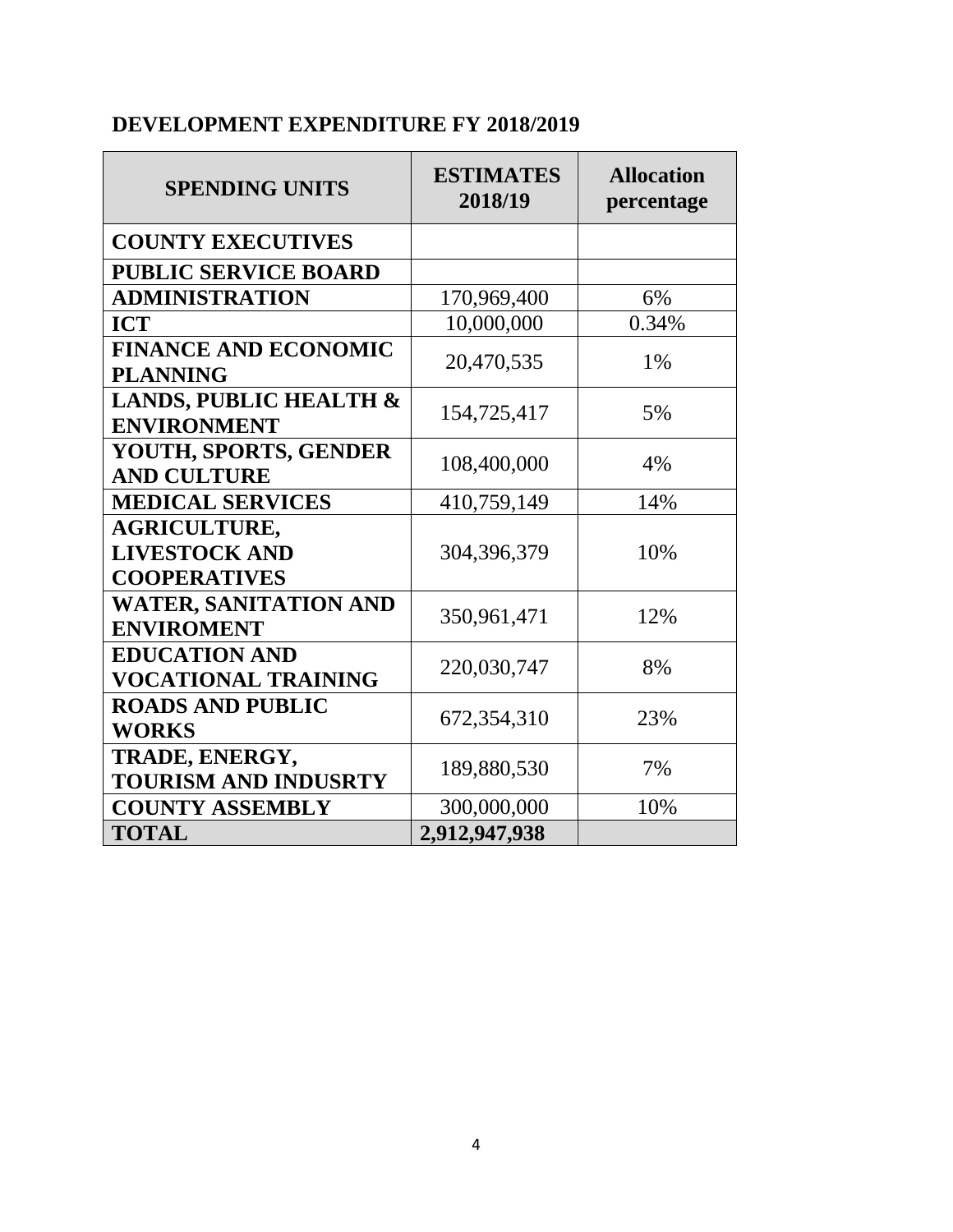## DEVELOPMENT EXPENDITURE FY 2018/2019

| SPENDING UNITS | ESTIMATES 2018/19 | Allocation percentage |
|---|---|---|
| **COUNTY EXECUTIVES** | | |
| **PUBLIC SERVICE BOARD** | | |
| **ADMINISTRATION** | 170,969,400 | 6% |
| **ICT** | 10,000,000 | 0.34% |
| **FINANCE AND ECONOMIC PLANNING** | 20,470,535 | 1% |
| **LANDS, PUBLIC HEALTH & ENVIRONMENT** | 154,725,417 | 5% |
| **YOUTH, SPORTS, GENDER AND CULTURE** | 108,400,000 | 4% |
| **MEDICAL SERVICES** | 410,759,149 | 14% |
| **AGRICULTURE, LIVESTOCK AND COOPERATIVES** | 304,396,379 | 10% |
| **WATER, SANITATION AND ENVIROMENT** | 350,961,471 | 12% |
| **EDUCATION AND VOCATIONAL TRAINING** | 220,030,747 | 8% |
| **ROADS AND PUBLIC WORKS** | 672,354,310 | 23% |
| **TRADE, ENERGY, TOURISM AND INDUSRTY** | 189,880,530 | 7% |
| **COUNTY ASSEMBLY** | 300,000,000 | 10% |
| **TOTAL** | **2,912,947,938** | |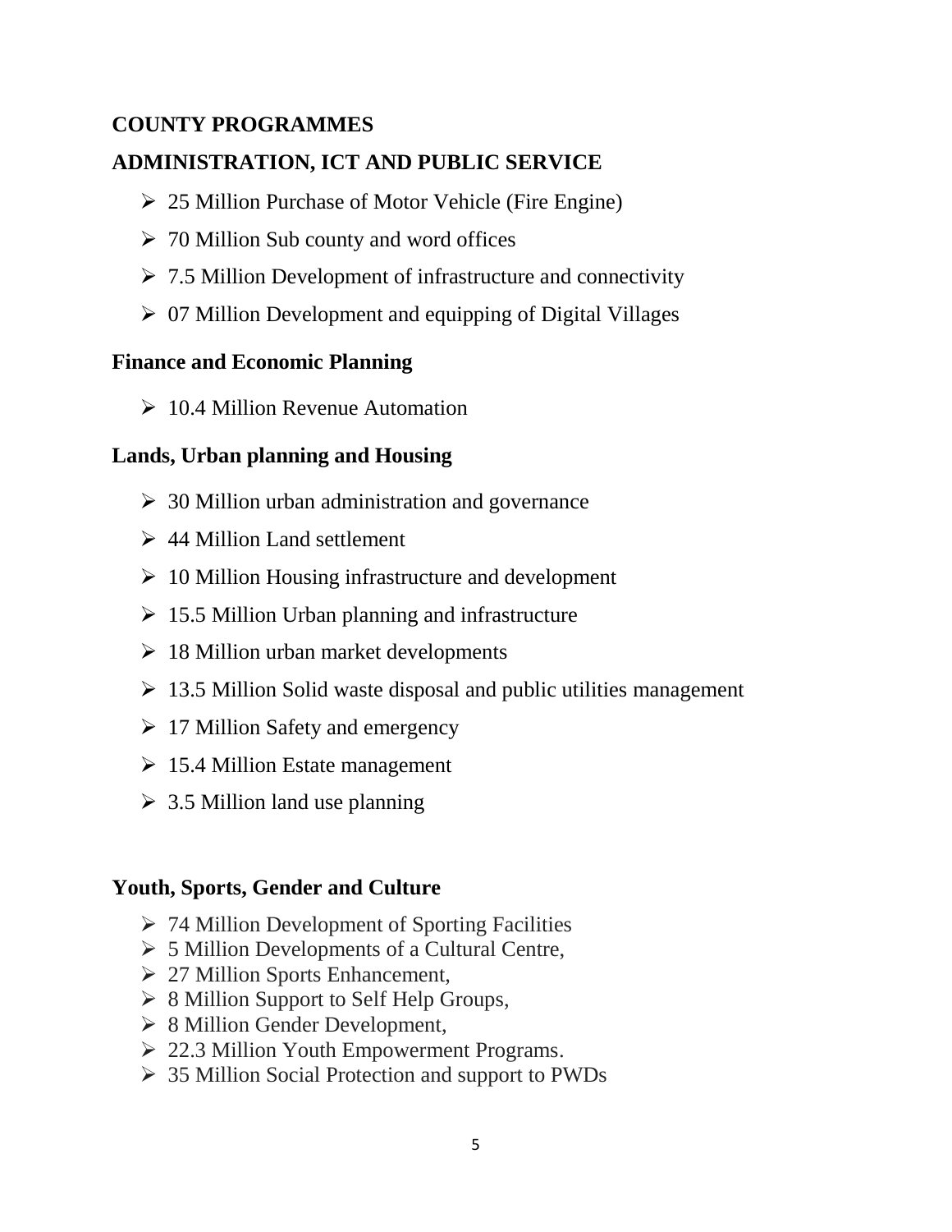## COUNTY PROGRAMMES

## ADMINISTRATION, ICT AND PUBLIC SERVICE

- 25 Million Purchase of Motor Vehicle (Fire Engine)
- 70 Million Sub county and word offices
- 7.5 Million Development of infrastructure and connectivity
- 07 Million Development and equipping of Digital Villages

### Finance and Economic Planning

- 10.4 Million Revenue Automation

### Lands, Urban planning and Housing

- 30 Million urban administration and governance
- 44 Million Land settlement
- 10 Million Housing infrastructure and development
- 15.5 Million Urban planning and infrastructure
- 18 Million urban market developments
- 13.5 Million Solid waste disposal and public utilities management
- 17 Million Safety and emergency
- 15.4 Million Estate management
- 3.5 Million land use planning

### Youth, Sports, Gender and Culture

- 74 Million Development of Sporting Facilities
- 5 Million Developments of a Cultural Centre,
- 27 Million Sports Enhancement,
- 8 Million Support to Self Help Groups,
- 8 Million Gender Development,
- 22.3 Million Youth Empowerment Programs.
- 35 Million Social Protection and support to PWDs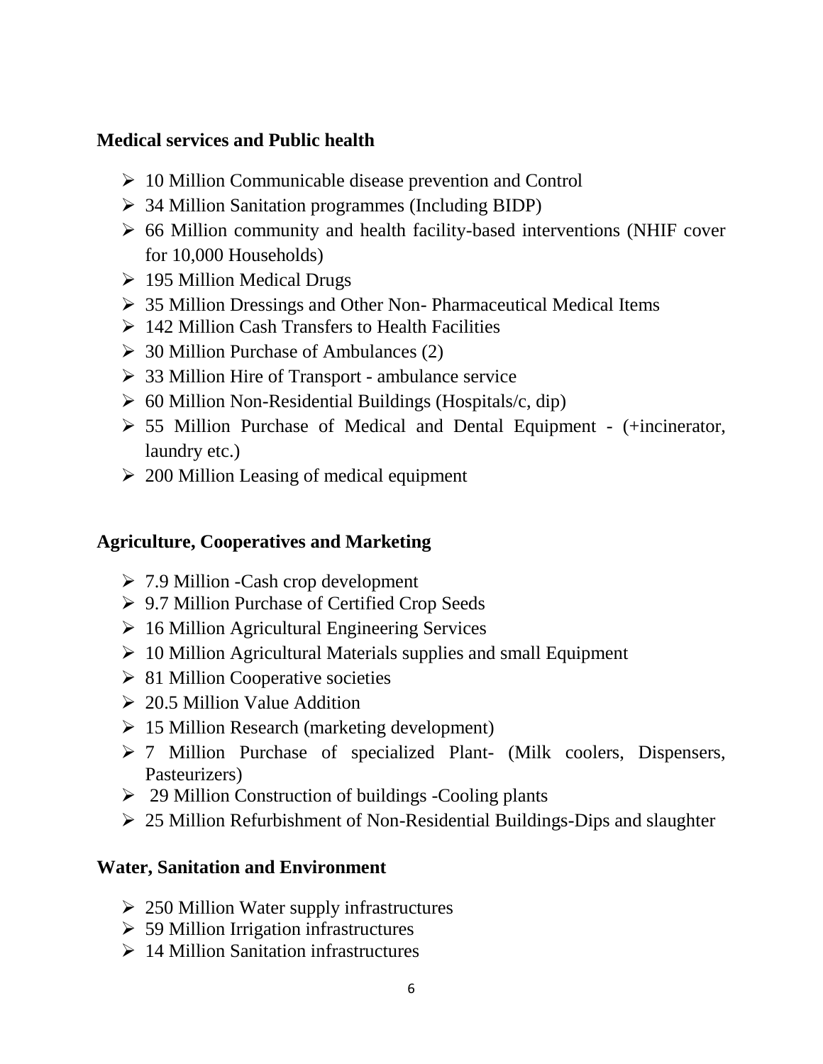**Medical services and Public health**

- 10 Million Communicable disease prevention and Control
- 34 Million Sanitation programmes (Including BIDP)
- 66 Million community and health facility-based interventions (NHIF cover for 10,000 Households)
- 195 Million Medical Drugs
- 35 Million Dressings and Other Non- Pharmaceutical Medical Items
- 142 Million Cash Transfers to Health Facilities
- 30 Million Purchase of Ambulances (2)
- 33 Million Hire of Transport - ambulance service
- 60 Million Non-Residential Buildings (Hospitals/c, dip)
- 55 Million Purchase of Medical and Dental Equipment - (+incinerator, laundry etc.)
- 200 Million Leasing of medical equipment

**Agriculture, Cooperatives and Marketing**

- 7.9 Million -Cash crop development
- 9.7 Million Purchase of Certified Crop Seeds
- 16 Million Agricultural Engineering Services
- 10 Million Agricultural Materials supplies and small Equipment
- 81 Million Cooperative societies
- 20.5 Million Value Addition
- 15 Million Research (marketing development)
- 7 Million Purchase of specialized Plant- (Milk coolers, Dispensers, Pasteurizers)
- 29 Million Construction of buildings -Cooling plants
- 25 Million Refurbishment of Non-Residential Buildings-Dips and slaughter

**Water, Sanitation and Environment**

- 250 Million Water supply infrastructures
- 59 Million Irrigation infrastructures
- 14 Million Sanitation infrastructures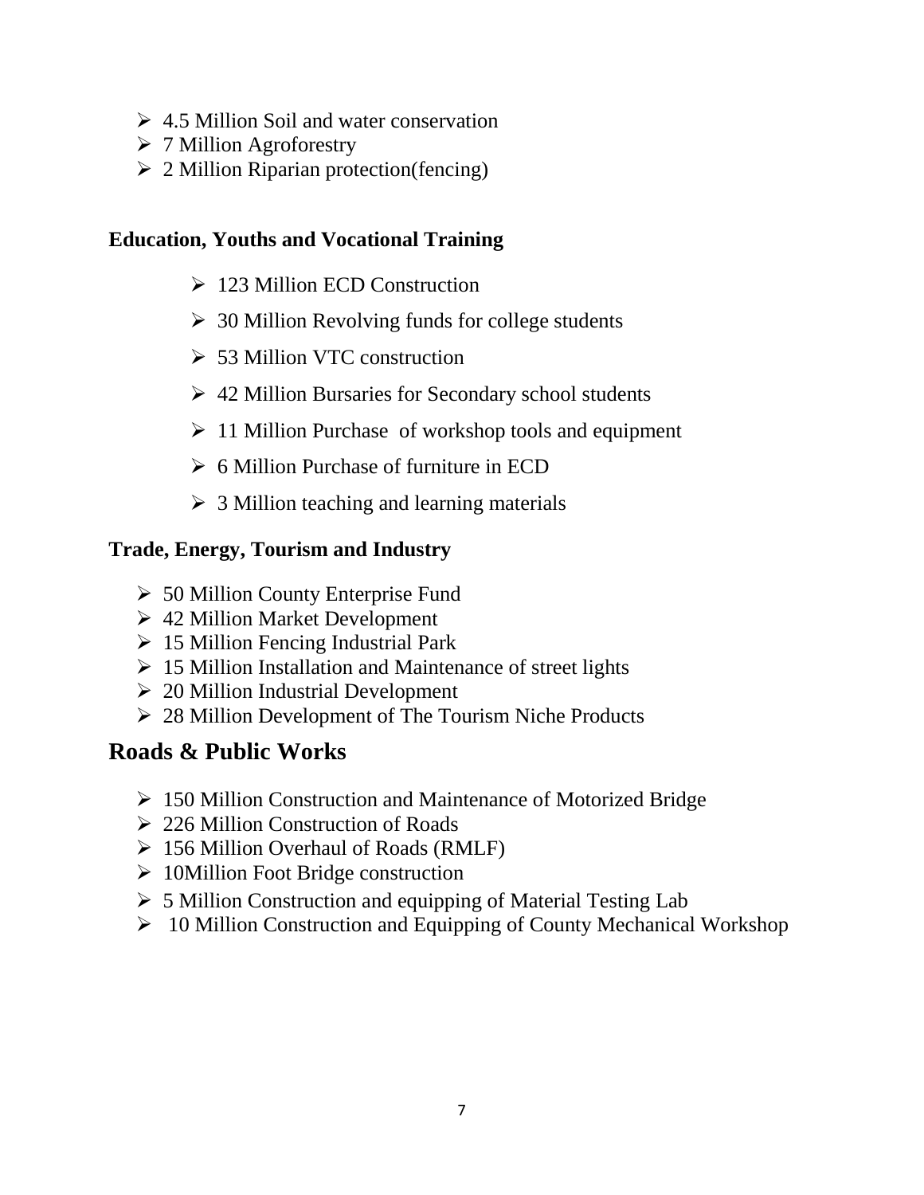- 4.5 Million Soil and water conservation
- 7 Million Agroforestry
- 2 Million Riparian protection(fencing)

**Education, Youths and Vocational Training**

- 123 Million ECD Construction
- 30 Million Revolving funds for college students
- 53 Million VTC construction
- 42 Million Bursaries for Secondary school students
- 11 Million Purchase of workshop tools and equipment
- 6 Million Purchase of furniture in ECD
- 3 Million teaching and learning materials

**Trade, Energy, Tourism and Industry**

- 50 Million County Enterprise Fund
- 42 Million Market Development
- 15 Million Fencing Industrial Park
- 15 Million Installation and Maintenance of street lights
- 20 Million Industrial Development
- 28 Million Development of The Tourism Niche Products

## Roads & Public Works

- 150 Million Construction and Maintenance of Motorized Bridge
- 226 Million Construction of Roads
- 156 Million Overhaul of Roads (RMLF)
- 10Million Foot Bridge construction
- 5 Million Construction and equipping of Material Testing Lab
- 10 Million Construction and Equipping of County Mechanical Workshop